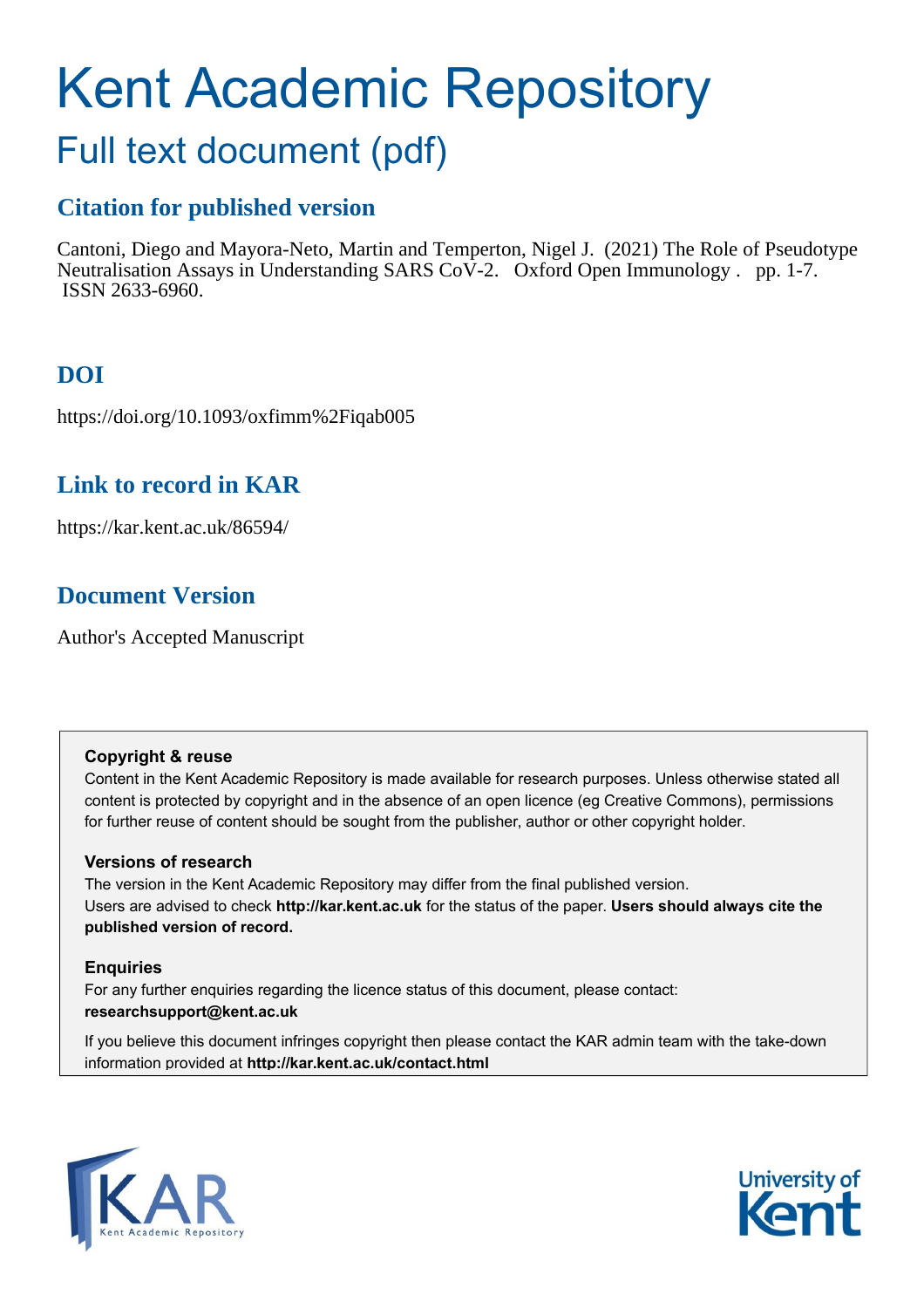# Kent Academic Repository

## Full text document (pdf)

### Citation for published version

Cantoni, Diego and Mayora-Neto, Martin and Temperton, Nigel J. (2021) The Role of Pseudotype Neutralisation Assays in Understanding SARS CoV-2. Oxford Open Immunology . pp. 1-7. ISSN 2633-6960.

### DOI

https://doi.org/10.1093/oxfimm%2Fiqab005

### Link to record in KAR

https://kar.kent.ac.uk/86594/

### Document Version

Author's Accepted Manuscript

**Copyright & reuse**

Content in the Kent Academic Repository is made available for research purposes. Unless otherwise stated all content is protected by copyright and in the absence of an open licence (eg Creative Commons), permissions for further reuse of content should be sought from the publisher, author or other copyright holder.

**Versions of research**

The version in the Kent Academic Repository may differ from the final published version. Users are advised to check **http://kar.kent.ac.uk** for the status of the paper. **Users should always cite the published version of record.**

**Enquiries**

For any further enquiries regarding the licence status of this document, please contact: **researchsupport@kent.ac.uk**

If you believe this document infringes copyright then please contact the KAR admin team with the take-down information provided at **http://kar.kent.ac.uk/contact.html**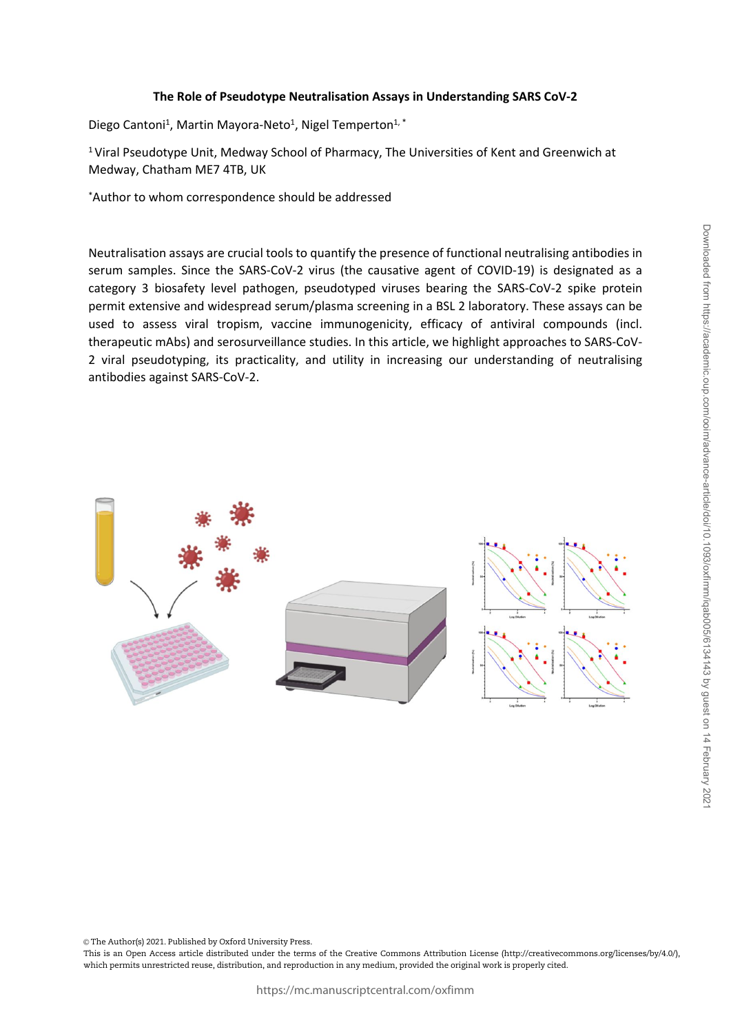**The Role of Pseudotype Neutralisation Assays in Understanding SARS CoV-2**

Diego Cantoni[1], Martin Mayora-Neto[1], Nigel Temperton[1,*]

[1] Viral Pseudotype Unit, Medway School of Pharmacy, The Universities of Kent and Greenwich at Medway, Chatham ME7 4TB, UK

[*] Author to whom correspondence should be addressed

Neutralisation assays are crucial tools to quantify the presence of functional neutralising antibodies in serum samples. Since the SARS-CoV-2 virus (the causative agent of COVID-19) is designated as a category 3 biosafety level pathogen, pseudotyped viruses bearing the SARS-CoV-2 spike protein permit extensive and widespread serum/plasma screening in a BSL 2 laboratory. These assays can be used to assess viral tropism, vaccine immunogenicity, efficacy of antiviral compounds (incl. therapeutic mAbs) and serosurveillance studies. In this article, we highlight approaches to SARS-CoV-2 viral pseudotyping, its practicality, and utility in increasing our understanding of neutralising antibodies against SARS-CoV-2.

© The Author(s) 2021. Published by Oxford University Press.
This is an Open Access article distributed under the terms of the Creative Commons Attribution License (http://creativecommons.org/licenses/by/4.0/), which permits unrestricted reuse, distribution, and reproduction in any medium, provided the original work is properly cited.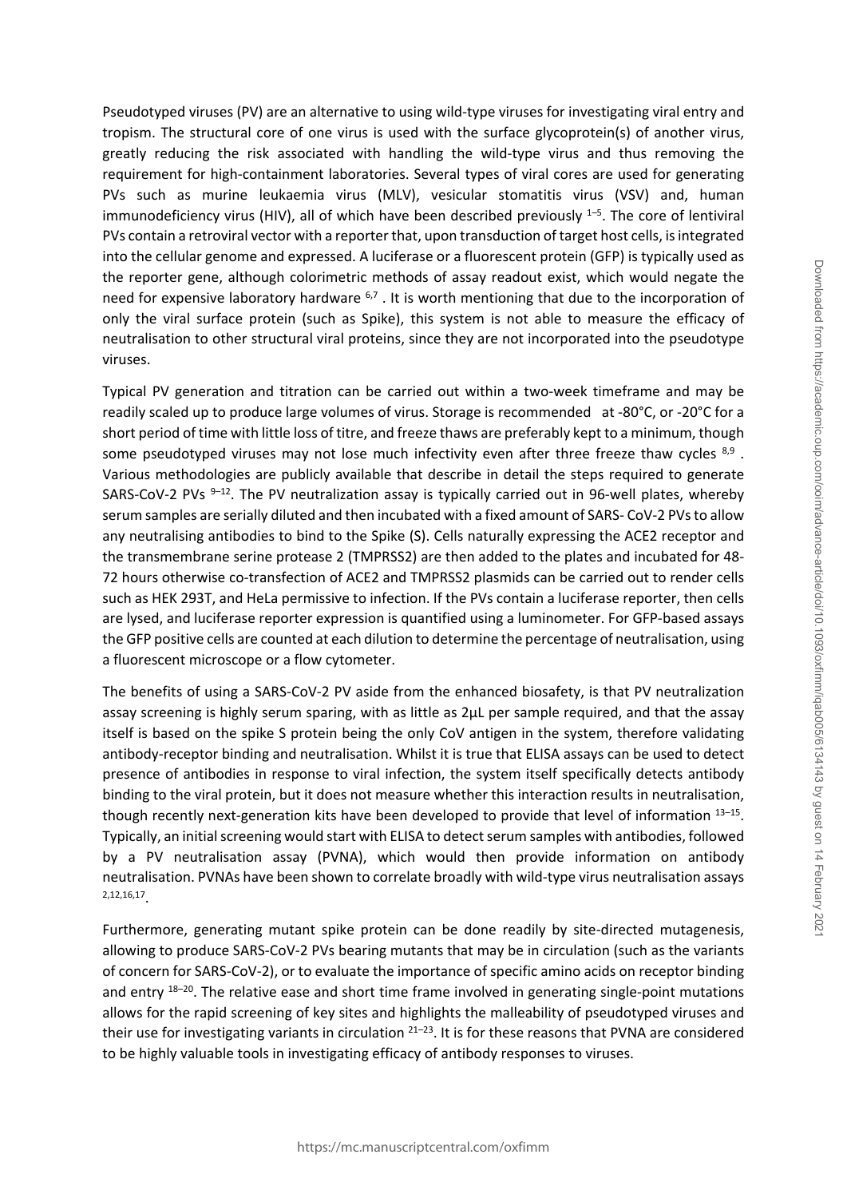Pseudotyped viruses (PV) are an alternative to using wild-type viruses for investigating viral entry and tropism. The structural core of one virus is used with the surface glycoprotein(s) of another virus, greatly reducing the risk associated with handling the wild-type virus and thus removing the requirement for high-containment laboratories. Several types of viral cores are used for generating PVs such as murine leukaemia virus (MLV), vesicular stomatitis virus (VSV) and, human immunodeficiency virus (HIV), all of which have been described previously [1–5]. The core of lentiviral PVs contain a retroviral vector with a reporter that, upon transduction of target host cells, is integrated into the cellular genome and expressed. A luciferase or a fluorescent protein (GFP) is typically used as the reporter gene, although colorimetric methods of assay readout exist, which would negate the need for expensive laboratory hardware [6,7] . It is worth mentioning that due to the incorporation of only the viral surface protein (such as Spike), this system is not able to measure the efficacy of neutralisation to other structural viral proteins, since they are not incorporated into the pseudotype viruses.

Typical PV generation and titration can be carried out within a two-week timeframe and may be readily scaled up to produce large volumes of virus. Storage is recommended at -80°C, or -20°C for a short period of time with little loss of titre, and freeze thaws are preferably kept to a minimum, though some pseudotyped viruses may not lose much infectivity even after three freeze thaw cycles [8,9] . Various methodologies are publicly available that describe in detail the steps required to generate SARS-CoV-2 PVs [9–12]. The PV neutralization assay is typically carried out in 96-well plates, whereby serum samples are serially diluted and then incubated with a fixed amount of SARS- CoV-2 PVs to allow any neutralising antibodies to bind to the Spike (S). Cells naturally expressing the ACE2 receptor and the transmembrane serine protease 2 (TMPRSS2) are then added to the plates and incubated for 48-72 hours otherwise co-transfection of ACE2 and TMPRSS2 plasmids can be carried out to render cells such as HEK 293T, and HeLa permissive to infection. If the PVs contain a luciferase reporter, then cells are lysed, and luciferase reporter expression is quantified using a luminometer. For GFP-based assays the GFP positive cells are counted at each dilution to determine the percentage of neutralisation, using a fluorescent microscope or a flow cytometer.

The benefits of using a SARS-CoV-2 PV aside from the enhanced biosafety, is that PV neutralization assay screening is highly serum sparing, with as little as 2µL per sample required, and that the assay itself is based on the spike S protein being the only CoV antigen in the system, therefore validating antibody-receptor binding and neutralisation. Whilst it is true that ELISA assays can be used to detect presence of antibodies in response to viral infection, the system itself specifically detects antibody binding to the viral protein, but it does not measure whether this interaction results in neutralisation, though recently next-generation kits have been developed to provide that level of information [13–15]. Typically, an initial screening would start with ELISA to detect serum samples with antibodies, followed by a PV neutralisation assay (PVNA), which would then provide information on antibody neutralisation. PVNAs have been shown to correlate broadly with wild-type virus neutralisation assays [2,12,16,17].

Furthermore, generating mutant spike protein can be done readily by site-directed mutagenesis, allowing to produce SARS-CoV-2 PVs bearing mutants that may be in circulation (such as the variants of concern for SARS-CoV-2), or to evaluate the importance of specific amino acids on receptor binding and entry [18–20]. The relative ease and short time frame involved in generating single-point mutations allows for the rapid screening of key sites and highlights the malleability of pseudotyped viruses and their use for investigating variants in circulation [21–23]. It is for these reasons that PVNA are considered to be highly valuable tools in investigating efficacy of antibody responses to viruses.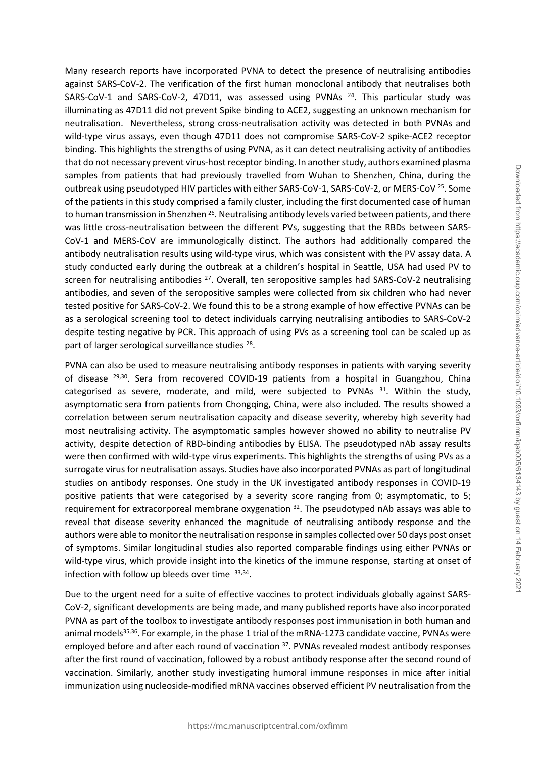Many research reports have incorporated PVNA to detect the presence of neutralising antibodies against SARS-CoV-2. The verification of the first human monoclonal antibody that neutralises both SARS-CoV-1 and SARS-CoV-2, 47D11, was assessed using PVNAs [24]. This particular study was illuminating as 47D11 did not prevent Spike binding to ACE2, suggesting an unknown mechanism for neutralisation. Nevertheless, strong cross-neutralisation activity was detected in both PVNAs and wild-type virus assays, even though 47D11 does not compromise SARS-CoV-2 spike-ACE2 receptor binding. This highlights the strengths of using PVNA, as it can detect neutralising activity of antibodies that do not necessary prevent virus-host receptor binding. In another study, authors examined plasma samples from patients that had previously travelled from Wuhan to Shenzhen, China, during the outbreak using pseudotyped HIV particles with either SARS-CoV-1, SARS-CoV-2, or MERS-CoV [25]. Some of the patients in this study comprised a family cluster, including the first documented case of human to human transmission in Shenzhen [26]. Neutralising antibody levels varied between patients, and there was little cross-neutralisation between the different PVs, suggesting that the RBDs between SARS-CoV-1 and MERS-CoV are immunologically distinct. The authors had additionally compared the antibody neutralisation results using wild-type virus, which was consistent with the PV assay data. A study conducted early during the outbreak at a children's hospital in Seattle, USA had used PV to screen for neutralising antibodies [27]. Overall, ten seropositive samples had SARS-CoV-2 neutralising antibodies, and seven of the seropositive samples were collected from six children who had never tested positive for SARS-CoV-2. We found this to be a strong example of how effective PVNAs can be as a serological screening tool to detect individuals carrying neutralising antibodies to SARS-CoV-2 despite testing negative by PCR. This approach of using PVs as a screening tool can be scaled up as part of larger serological surveillance studies [28].

PVNA can also be used to measure neutralising antibody responses in patients with varying severity of disease [29,30]. Sera from recovered COVID-19 patients from a hospital in Guangzhou, China categorised as severe, moderate, and mild, were subjected to PVNAs [31]. Within the study, asymptomatic sera from patients from Chongqing, China, were also included. The results showed a correlation between serum neutralisation capacity and disease severity, whereby high severity had most neutralising activity. The asymptomatic samples however showed no ability to neutralise PV activity, despite detection of RBD-binding antibodies by ELISA. The pseudotyped nAb assay results were then confirmed with wild-type virus experiments. This highlights the strengths of using PVs as a surrogate virus for neutralisation assays. Studies have also incorporated PVNAs as part of longitudinal studies on antibody responses. One study in the UK investigated antibody responses in COVID-19 positive patients that were categorised by a severity score ranging from 0; asymptomatic, to 5; requirement for extracorporeal membrane oxygenation [32]. The pseudotyped nAb assays was able to reveal that disease severity enhanced the magnitude of neutralising antibody response and the authors were able to monitor the neutralisation response in samples collected over 50 days post onset of symptoms. Similar longitudinal studies also reported comparable findings using either PVNAs or wild-type virus, which provide insight into the kinetics of the immune response, starting at onset of infection with follow up bleeds over time [33,34].

Due to the urgent need for a suite of effective vaccines to protect individuals globally against SARS-CoV-2, significant developments are being made, and many published reports have also incorporated PVNA as part of the toolbox to investigate antibody responses post immunisation in both human and animal models[35,36]. For example, in the phase 1 trial of the mRNA-1273 candidate vaccine, PVNAs were employed before and after each round of vaccination [37]. PVNAs revealed modest antibody responses after the first round of vaccination, followed by a robust antibody response after the second round of vaccination. Similarly, another study investigating humoral immune responses in mice after initial immunization using nucleoside-modified mRNA vaccines observed efficient PV neutralisation from the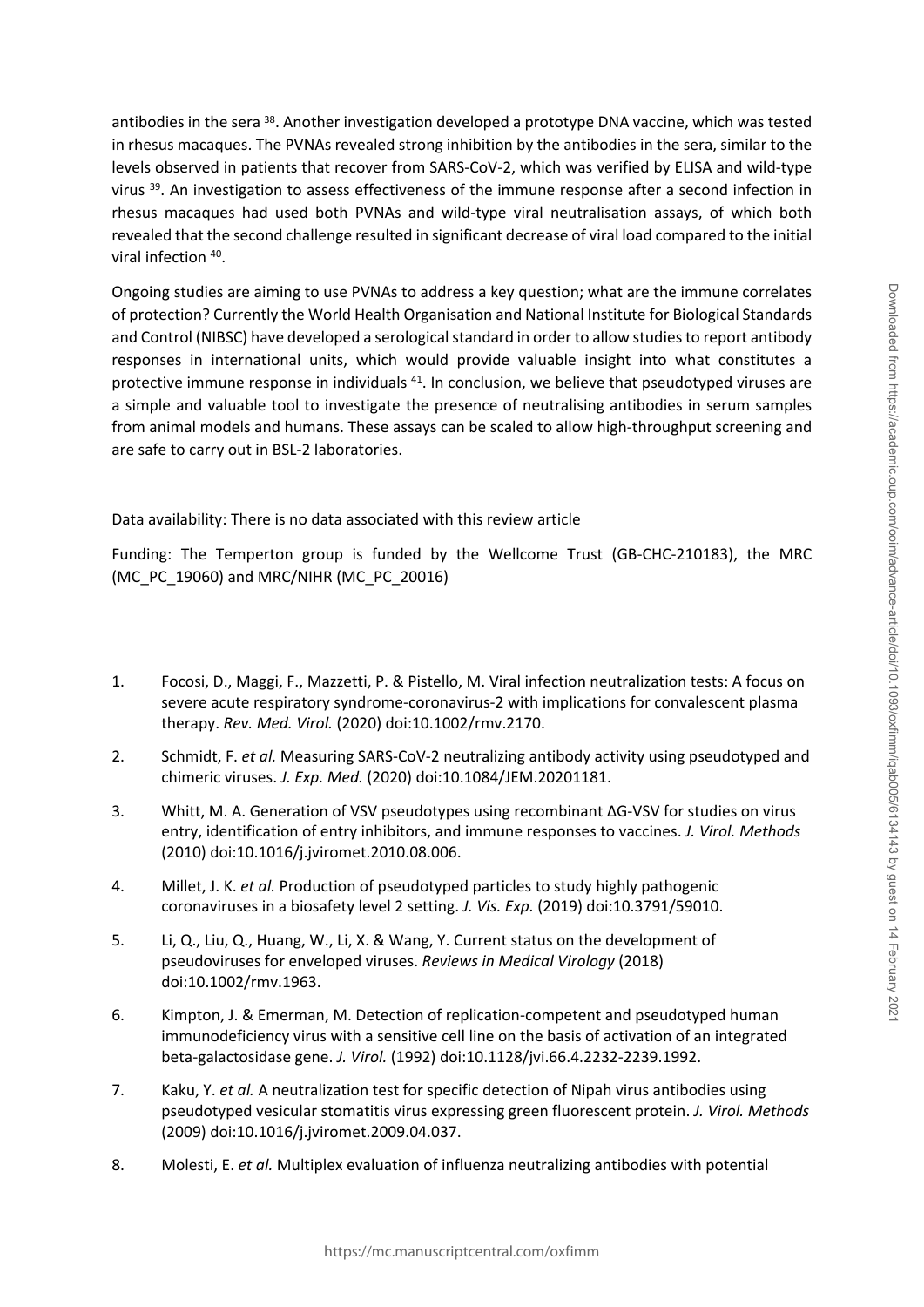antibodies in the sera [38]. Another investigation developed a prototype DNA vaccine, which was tested in rhesus macaques. The PVNAs revealed strong inhibition by the antibodies in the sera, similar to the levels observed in patients that recover from SARS-CoV-2, which was verified by ELISA and wild-type virus [39]. An investigation to assess effectiveness of the immune response after a second infection in rhesus macaques had used both PVNAs and wild-type viral neutralisation assays, of which both revealed that the second challenge resulted in significant decrease of viral load compared to the initial viral infection [40].

Ongoing studies are aiming to use PVNAs to address a key question; what are the immune correlates of protection? Currently the World Health Organisation and National Institute for Biological Standards and Control (NIBSC) have developed a serological standard in order to allow studies to report antibody responses in international units, which would provide valuable insight into what constitutes a protective immune response in individuals [41]. In conclusion, we believe that pseudotyped viruses are a simple and valuable tool to investigate the presence of neutralising antibodies in serum samples from animal models and humans. These assays can be scaled to allow high-throughput screening and are safe to carry out in BSL-2 laboratories.

Data availability: There is no data associated with this review article

Funding: The Temperton group is funded by the Wellcome Trust (GB-CHC-210183), the MRC (MC_PC_19060) and MRC/NIHR (MC_PC_20016)

1. Focosi, D., Maggi, F., Mazzetti, P. & Pistello, M. Viral infection neutralization tests: A focus on severe acute respiratory syndrome-coronavirus-2 with implications for convalescent plasma therapy. *Rev. Med. Virol.* (2020) doi:10.1002/rmv.2170.
2. Schmidt, F. *et al.* Measuring SARS-CoV-2 neutralizing antibody activity using pseudotyped and chimeric viruses. *J. Exp. Med.* (2020) doi:10.1084/JEM.20201181.
3. Whitt, M. A. Generation of VSV pseudotypes using recombinant ΔG-VSV for studies on virus entry, identification of entry inhibitors, and immune responses to vaccines. *J. Virol. Methods* (2010) doi:10.1016/j.jviromet.2010.08.006.
4. Millet, J. K. *et al.* Production of pseudotyped particles to study highly pathogenic coronaviruses in a biosafety level 2 setting. *J. Vis. Exp.* (2019) doi:10.3791/59010.
5. Li, Q., Liu, Q., Huang, W., Li, X. & Wang, Y. Current status on the development of pseudoviruses for enveloped viruses. *Reviews in Medical Virology* (2018) doi:10.1002/rmv.1963.
6. Kimpton, J. & Emerman, M. Detection of replication-competent and pseudotyped human immunodeficiency virus with a sensitive cell line on the basis of activation of an integrated beta-galactosidase gene. *J. Virol.* (1992) doi:10.1128/jvi.66.4.2232-2239.1992.
7. Kaku, Y. *et al.* A neutralization test for specific detection of Nipah virus antibodies using pseudotyped vesicular stomatitis virus expressing green fluorescent protein. *J. Virol. Methods* (2009) doi:10.1016/j.jviromet.2009.04.037.
8. Molesti, E. *et al.* Multiplex evaluation of influenza neutralizing antibodies with potential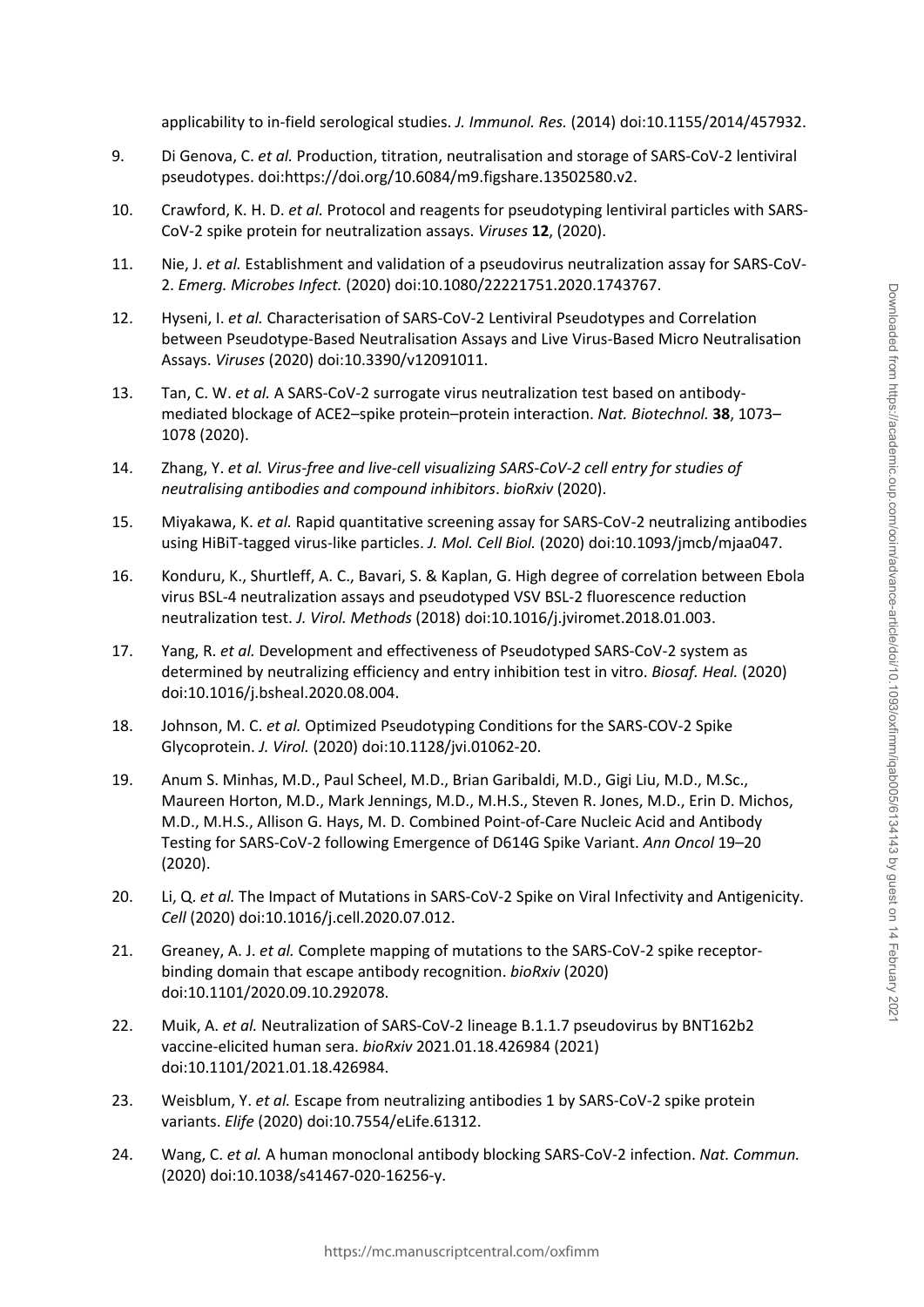applicability to in-field serological studies. *J. Immunol. Res.* (2014) doi:10.1155/2014/457932.

9. Di Genova, C. *et al.* Production, titration, neutralisation and storage of SARS-CoV-2 lentiviral pseudotypes. doi:https://doi.org/10.6084/m9.figshare.13502580.v2.

10. Crawford, K. H. D. *et al.* Protocol and reagents for pseudotyping lentiviral particles with SARS-CoV-2 spike protein for neutralization assays. *Viruses* **12**, (2020).

11. Nie, J. *et al.* Establishment and validation of a pseudovirus neutralization assay for SARS-CoV-2. *Emerg. Microbes Infect.* (2020) doi:10.1080/22221751.2020.1743767.

12. Hyseni, I. *et al.* Characterisation of SARS-CoV-2 Lentiviral Pseudotypes and Correlation between Pseudotype-Based Neutralisation Assays and Live Virus-Based Micro Neutralisation Assays. *Viruses* (2020) doi:10.3390/v12091011.

13. Tan, C. W. *et al.* A SARS-CoV-2 surrogate virus neutralization test based on antibody-mediated blockage of ACE2–spike protein–protein interaction. *Nat. Biotechnol.* **38**, 1073–1078 (2020).

14. Zhang, Y. *et al. Virus-free and live-cell visualizing SARS-CoV-2 cell entry for studies of neutralising antibodies and compound inhibitors*. *bioRxiv* (2020).

15. Miyakawa, K. *et al.* Rapid quantitative screening assay for SARS-CoV-2 neutralizing antibodies using HiBiT-tagged virus-like particles. *J. Mol. Cell Biol.* (2020) doi:10.1093/jmcb/mjaa047.

16. Konduru, K., Shurtleff, A. C., Bavari, S. & Kaplan, G. High degree of correlation between Ebola virus BSL-4 neutralization assays and pseudotyped VSV BSL-2 fluorescence reduction neutralization test. *J. Virol. Methods* (2018) doi:10.1016/j.jviromet.2018.01.003.

17. Yang, R. *et al.* Development and effectiveness of Pseudotyped SARS-CoV-2 system as determined by neutralizing efficiency and entry inhibition test in vitro. *Biosaf. Heal.* (2020) doi:10.1016/j.bsheal.2020.08.004.

18. Johnson, M. C. *et al.* Optimized Pseudotyping Conditions for the SARS-COV-2 Spike Glycoprotein. *J. Virol.* (2020) doi:10.1128/jvi.01062-20.

19. Anum S. Minhas, M.D., Paul Scheel, M.D., Brian Garibaldi, M.D., Gigi Liu, M.D., M.Sc., Maureen Horton, M.D., Mark Jennings, M.D., M.H.S., Steven R. Jones, M.D., Erin D. Michos, M.D., M.H.S., Allison G. Hays, M. D. Combined Point-of-Care Nucleic Acid and Antibody Testing for SARS-CoV-2 following Emergence of D614G Spike Variant. *Ann Oncol* 19–20 (2020).

20. Li, Q. *et al.* The Impact of Mutations in SARS-CoV-2 Spike on Viral Infectivity and Antigenicity. *Cell* (2020) doi:10.1016/j.cell.2020.07.012.

21. Greaney, A. J. *et al.* Complete mapping of mutations to the SARS-CoV-2 spike receptor-binding domain that escape antibody recognition. *bioRxiv* (2020) doi:10.1101/2020.09.10.292078.

22. Muik, A. *et al.* Neutralization of SARS-CoV-2 lineage B.1.1.7 pseudovirus by BNT162b2 vaccine-elicited human sera. *bioRxiv* 2021.01.18.426984 (2021) doi:10.1101/2021.01.18.426984.

23. Weisblum, Y. *et al.* Escape from neutralizing antibodies 1 by SARS-CoV-2 spike protein variants. *Elife* (2020) doi:10.7554/eLife.61312.

24. Wang, C. *et al.* A human monoclonal antibody blocking SARS-CoV-2 infection. *Nat. Commun.* (2020) doi:10.1038/s41467-020-16256-y.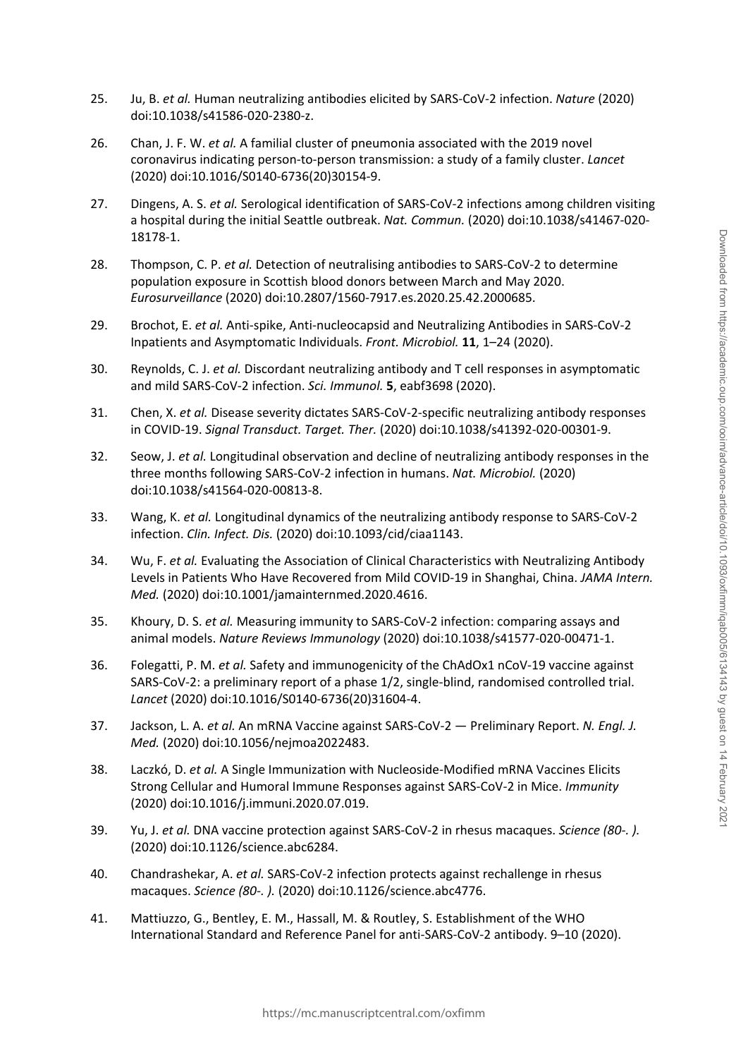25. Ju, B. *et al.* Human neutralizing antibodies elicited by SARS-CoV-2 infection. *Nature* (2020) doi:10.1038/s41586-020-2380-z.

26. Chan, J. F. W. *et al.* A familial cluster of pneumonia associated with the 2019 novel coronavirus indicating person-to-person transmission: a study of a family cluster. *Lancet* (2020) doi:10.1016/S0140-6736(20)30154-9.

27. Dingens, A. S. *et al.* Serological identification of SARS-CoV-2 infections among children visiting a hospital during the initial Seattle outbreak. *Nat. Commun.* (2020) doi:10.1038/s41467-020-18178-1.

28. Thompson, C. P. *et al.* Detection of neutralising antibodies to SARS-CoV-2 to determine population exposure in Scottish blood donors between March and May 2020. *Eurosurveillance* (2020) doi:10.2807/1560-7917.es.2020.25.42.2000685.

29. Brochot, E. *et al.* Anti-spike, Anti-nucleocapsid and Neutralizing Antibodies in SARS-CoV-2 Inpatients and Asymptomatic Individuals. *Front. Microbiol.* **11**, 1–24 (2020).

30. Reynolds, C. J. *et al.* Discordant neutralizing antibody and T cell responses in asymptomatic and mild SARS-CoV-2 infection. *Sci. Immunol.* **5**, eabf3698 (2020).

31. Chen, X. *et al.* Disease severity dictates SARS-CoV-2-specific neutralizing antibody responses in COVID-19. *Signal Transduct. Target. Ther.* (2020) doi:10.1038/s41392-020-00301-9.

32. Seow, J. *et al.* Longitudinal observation and decline of neutralizing antibody responses in the three months following SARS-CoV-2 infection in humans. *Nat. Microbiol.* (2020) doi:10.1038/s41564-020-00813-8.

33. Wang, K. *et al.* Longitudinal dynamics of the neutralizing antibody response to SARS-CoV-2 infection. *Clin. Infect. Dis.* (2020) doi:10.1093/cid/ciaa1143.

34. Wu, F. *et al.* Evaluating the Association of Clinical Characteristics with Neutralizing Antibody Levels in Patients Who Have Recovered from Mild COVID-19 in Shanghai, China. *JAMA Intern. Med.* (2020) doi:10.1001/jamainternmed.2020.4616.

35. Khoury, D. S. *et al.* Measuring immunity to SARS-CoV-2 infection: comparing assays and animal models. *Nature Reviews Immunology* (2020) doi:10.1038/s41577-020-00471-1.

36. Folegatti, P. M. *et al.* Safety and immunogenicity of the ChAdOx1 nCoV-19 vaccine against SARS-CoV-2: a preliminary report of a phase 1/2, single-blind, randomised controlled trial. *Lancet* (2020) doi:10.1016/S0140-6736(20)31604-4.

37. Jackson, L. A. *et al.* An mRNA Vaccine against SARS-CoV-2 — Preliminary Report. *N. Engl. J. Med.* (2020) doi:10.1056/nejmoa2022483.

38. Laczkó, D. *et al.* A Single Immunization with Nucleoside-Modified mRNA Vaccines Elicits Strong Cellular and Humoral Immune Responses against SARS-CoV-2 in Mice. *Immunity* (2020) doi:10.1016/j.immuni.2020.07.019.

39. Yu, J. *et al.* DNA vaccine protection against SARS-CoV-2 in rhesus macaques. *Science (80-. ).* (2020) doi:10.1126/science.abc6284.

40. Chandrashekar, A. *et al.* SARS-CoV-2 infection protects against rechallenge in rhesus macaques. *Science (80-. ).* (2020) doi:10.1126/science.abc4776.

41. Mattiuzzo, G., Bentley, E. M., Hassall, M. & Routley, S. Establishment of the WHO International Standard and Reference Panel for anti-SARS-CoV-2 antibody. 9–10 (2020).